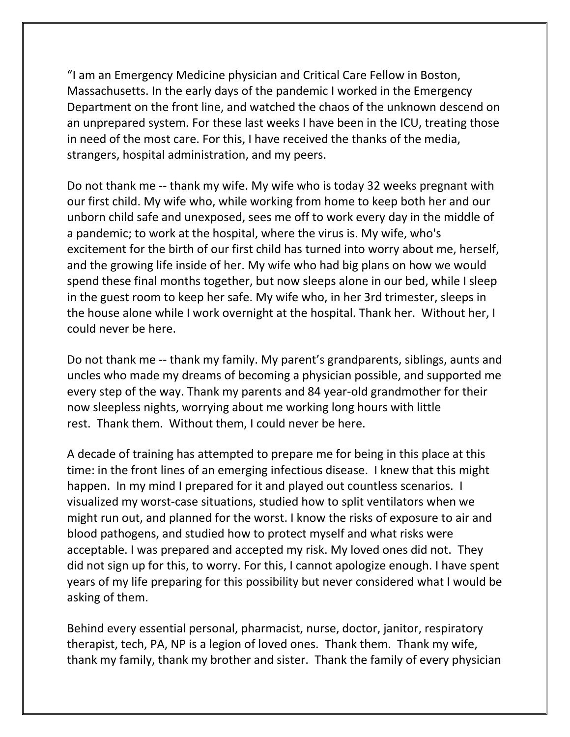"I am an Emergency Medicine physician and Critical Care Fellow in Boston, Massachusetts. In the early days of the pandemic I worked in the Emergency Department on the front line, and watched the chaos of the unknown descend on an unprepared system. For these last weeks I have been in the ICU, treating those in need of the most care. For this, I have received the thanks of the media, strangers, hospital administration, and my peers.

Do not thank me -- thank my wife. My wife who is today 32 weeks pregnant with our first child. My wife who, while working from home to keep both her and our unborn child safe and unexposed, sees me off to work every day in the middle of a pandemic; to work at the hospital, where the virus is. My wife, who's excitement for the birth of our first child has turned into worry about me, herself, and the growing life inside of her. My wife who had big plans on how we would spend these final months together, but now sleeps alone in our bed, while I sleep in the guest room to keep her safe. My wife who, in her 3rd trimester, sleeps in the house alone while I work overnight at the hospital. Thank her. Without her, I could never be here.

Do not thank me -- thank my family. My parent's grandparents, siblings, aunts and uncles who made my dreams of becoming a physician possible, and supported me every step of the way. Thank my parents and 84 year-old grandmother for their now sleepless nights, worrying about me working long hours with little rest. Thank them. Without them, I could never be here.

A decade of training has attempted to prepare me for being in this place at this time: in the front lines of an emerging infectious disease. I knew that this might happen. In my mind I prepared for it and played out countless scenarios. I visualized my worst-case situations, studied how to split ventilators when we might run out, and planned for the worst. I know the risks of exposure to air and blood pathogens, and studied how to protect myself and what risks were acceptable. I was prepared and accepted my risk. My loved ones did not. They did not sign up for this, to worry. For this, I cannot apologize enough. I have spent years of my life preparing for this possibility but never considered what I would be asking of them.

Behind every essential personal, pharmacist, nurse, doctor, janitor, respiratory therapist, tech, PA, NP is a legion of loved ones. Thank them. Thank my wife, thank my family, thank my brother and sister. Thank the family of every physician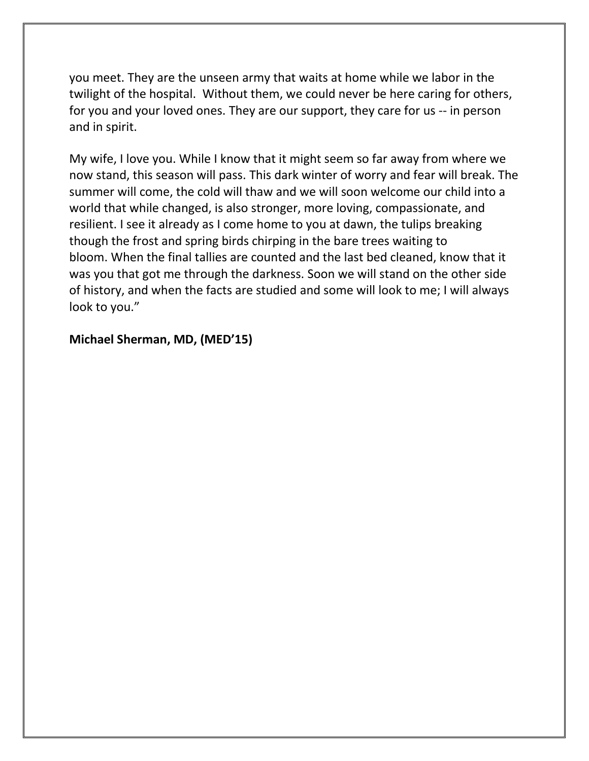you meet. They are the unseen army that waits at home while we labor in the twilight of the hospital. Without them, we could never be here caring for others, for you and your loved ones. They are our support, they care for us -- in person and in spirit.

My wife, I love you. While I know that it might seem so far away from where we now stand, this season will pass. This dark winter of worry and fear will break. The summer will come, the cold will thaw and we will soon welcome our child into a world that while changed, is also stronger, more loving, compassionate, and resilient. I see it already as I come home to you at dawn, the tulips breaking though the frost and spring birds chirping in the bare trees waiting to bloom. When the final tallies are counted and the last bed cleaned, know that it was you that got me through the darkness. Soon we will stand on the other side of history, and when the facts are studied and some will look to me; I will always look to you."

**Michael Sherman, MD, (MED'15)**